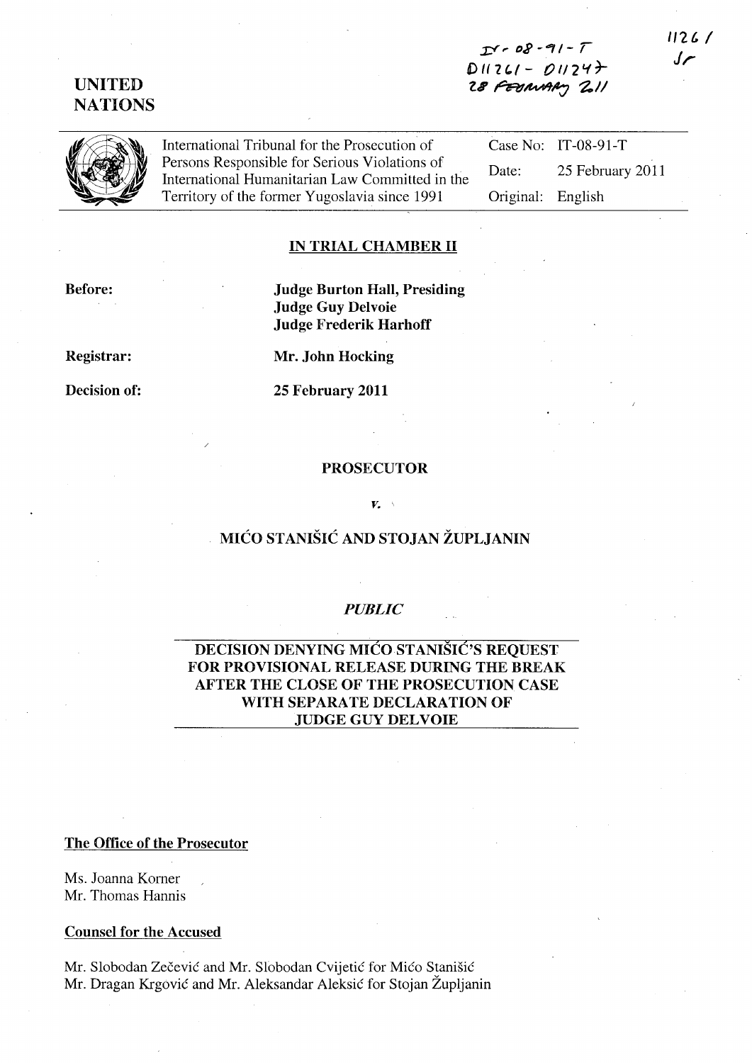IT-08-91-T
D11261 - D11247
28 FEBRUARY 2011

11261
SF

**UNITED NATIONS**

| | | |
|---|---|---|
| International Tribunal for the Prosecution of Persons Responsible for Serious Violations of International Humanitarian Law Committed in the Territory of the former Yugoslavia since 1991 | Case No: | IT-08-91-T |
| | Date: | 25 February 2011 |
| | Original: | English |

**IN TRIAL CHAMBER II**

**Before:** **Judge Burton Hall, Presiding**
**Judge Guy Delvoie**
**Judge Frederik Harhoff**

**Registrar:** **Mr. John Hocking**

**Decision of:** **25 February 2011**

**PROSECUTOR**

*v.*

**MIĆO STANIŠIĆ AND STOJAN ŽUPLJANIN**

***PUBLIC***

**DECISION DENYING MIĆO STANIŠIĆ'S REQUEST FOR PROVISIONAL RELEASE DURING THE BREAK AFTER THE CLOSE OF THE PROSECUTION CASE WITH SEPARATE DECLARATION OF JUDGE GUY DELVOIE**

**The Office of the Prosecutor**

Ms. Joanna Korner
Mr. Thomas Hannis

**Counsel for the Accused**

Mr. Slobodan Zečević and Mr. Slobodan Cvijetić for Mićo Stanišić
Mr. Dragan Krgović and Mr. Aleksandar Aleksić for Stojan Župljanin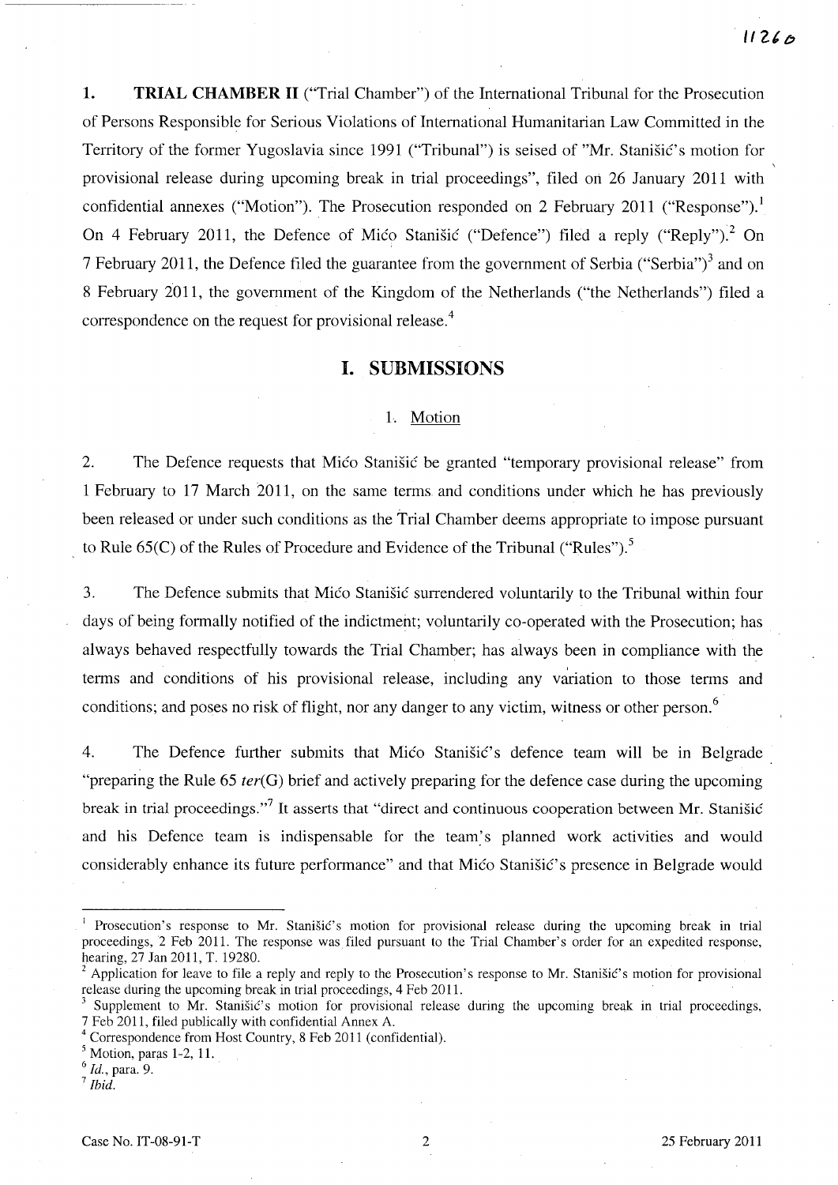1. **TRIAL CHAMBER II** ("Trial Chamber") of the International Tribunal for the Prosecution of Persons Responsible for Serious Violations of International Humanitarian Law Committed in the Territory of the former Yugoslavia since 1991 ("Tribunal") is seised of "Mr. Stanišić's motion for provisional release during upcoming break in trial proceedings", filed on 26 January 2011 with confidential annexes ("Motion"). The Prosecution responded on 2 February 2011 ("Response").[1] On 4 February 2011, the Defence of Mićo Stanišić ("Defence") filed a reply ("Reply").[2] On 7 February 2011, the Defence filed the guarantee from the government of Serbia ("Serbia")[3] and on 8 February 2011, the government of the Kingdom of the Netherlands ("the Netherlands") filed a correspondence on the request for provisional release.[4]

# I. SUBMISSIONS

## 1. Motion

2. The Defence requests that Mićo Stanišić be granted "temporary provisional release" from 1 February to 17 March 2011, on the same terms and conditions under which he has previously been released or under such conditions as the Trial Chamber deems appropriate to impose pursuant to Rule 65(C) of the Rules of Procedure and Evidence of the Tribunal ("Rules").[5]

3. The Defence submits that Mićo Stanišić surrendered voluntarily to the Tribunal within four days of being formally notified of the indictment; voluntarily co-operated with the Prosecution; has always behaved respectfully towards the Trial Chamber; has always been in compliance with the terms and conditions of his provisional release, including any variation to those terms and conditions; and poses no risk of flight, nor any danger to any victim, witness or other person.[6]

4. The Defence further submits that Mićo Stanišić's defence team will be in Belgrade "preparing the Rule 65 *ter*(G) brief and actively preparing for the defence case during the upcoming break in trial proceedings."[7] It asserts that "direct and continuous cooperation between Mr. Stanišić and his Defence team is indispensable for the team's planned work activities and would considerably enhance its future performance" and that Mićo Stanišić's presence in Belgrade would

---

[1] Prosecution's response to Mr. Stanišić's motion for provisional release during the upcoming break in trial proceedings, 2 Feb 2011. The response was filed pursuant to the Trial Chamber's order for an expedited response, hearing, 27 Jan 2011, T. 19280.

[2] Application for leave to file a reply and reply to the Prosecution's response to Mr. Stanišić's motion for provisional release during the upcoming break in trial proceedings, 4 Feb 2011.

[3] Supplement to Mr. Stanišić's motion for provisional release during the upcoming break in trial proceedings, 7 Feb 2011, filed publically with confidential Annex A.

[4] Correspondence from Host Country, 8 Feb 2011 (confidential).

[5] Motion, paras 1-2, 11.

[6] *Id.*, para. 9.

[7] *Ibid.*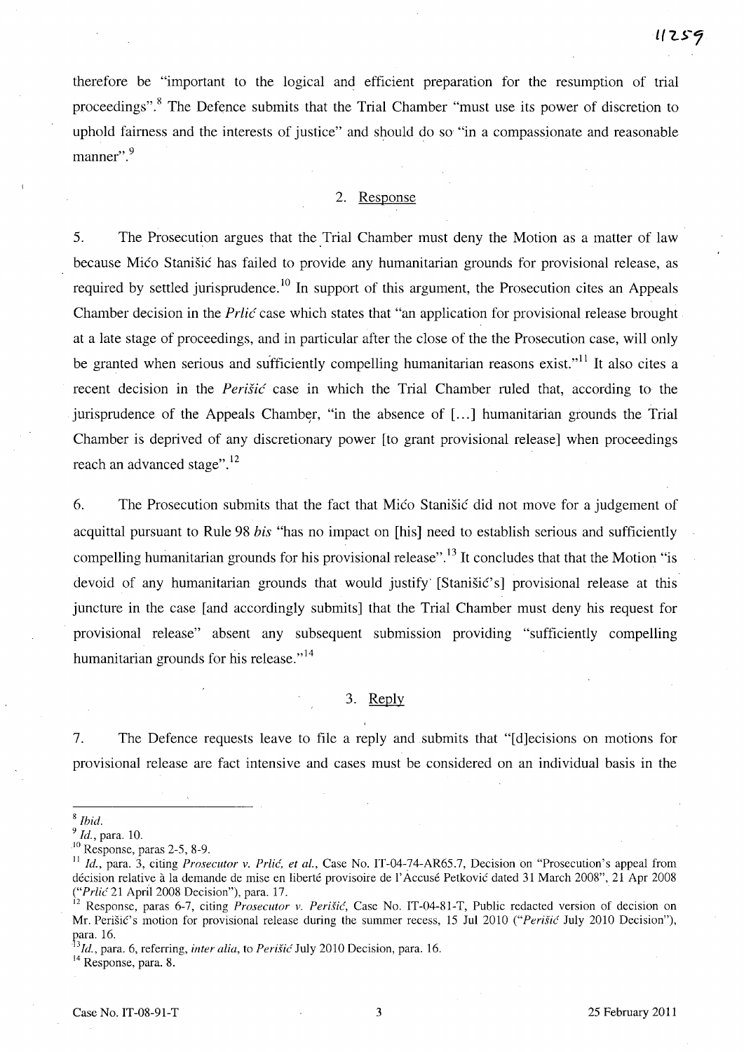therefore be "important to the logical and efficient preparation for the resumption of trial proceedings".[8] The Defence submits that the Trial Chamber "must use its power of discretion to uphold fairness and the interests of justice" and should do so "in a compassionate and reasonable manner".[9]

## 2. Response

5. The Prosecution argues that the Trial Chamber must deny the Motion as a matter of law because Mićo Stanišić has failed to provide any humanitarian grounds for provisional release, as required by settled jurisprudence.[10] In support of this argument, the Prosecution cites an Appeals Chamber decision in the *Prlić* case which states that "an application for provisional release brought at a late stage of proceedings, and in particular after the close of the the Prosecution case, will only be granted when serious and sufficiently compelling humanitarian reasons exist."[11] It also cites a recent decision in the *Perišić* case in which the Trial Chamber ruled that, according to the jurisprudence of the Appeals Chamber, "in the absence of [...] humanitarian grounds the Trial Chamber is deprived of any discretionary power [to grant provisional release] when proceedings reach an advanced stage".[12]

6. The Prosecution submits that the fact that Mićo Stanišić did not move for a judgement of acquittal pursuant to Rule 98 *bis* "has no impact on [his] need to establish serious and sufficiently compelling humanitarian grounds for his provisional release".[13] It concludes that that the Motion "is devoid of any humanitarian grounds that would justify [Stanišić's] provisional release at this juncture in the case [and accordingly submits] that the Trial Chamber must deny his request for provisional release" absent any subsequent submission providing "sufficiently compelling humanitarian grounds for his release."[14]

## 3. Reply

7. The Defence requests leave to file a reply and submits that "[d]ecisions on motions for provisional release are fact intensive and cases must be considered on an individual basis in the

---

[8] *Ibid.*

[9] *Id.*, para. 10.

[10] Response, paras 2-5, 8-9.

[11] *Id.*, para. 3, citing *Prosecutor v. Prlić, et al.*, Case No. IT-04-74-AR65.7, Decision on "Prosecution's appeal from décision relative à la demande de mise en liberté provisoire de l'Accusé Petković dated 31 March 2008", 21 Apr 2008 ("*Prlić* 21 April 2008 Decision"), para. 17.

[12] Response, paras 6-7, citing *Prosecutor v. Perišić*, Case No. IT-04-81-T, Public redacted version of decision on Mr. Perišić's motion for provisional release during the summer recess, 15 Jul 2010 ("*Perišić* July 2010 Decision"), para. 16.

[13] *Id.*, para. 6, referring, *inter alia*, to *Perišić* July 2010 Decision, para. 16.

[14] Response, para. 8.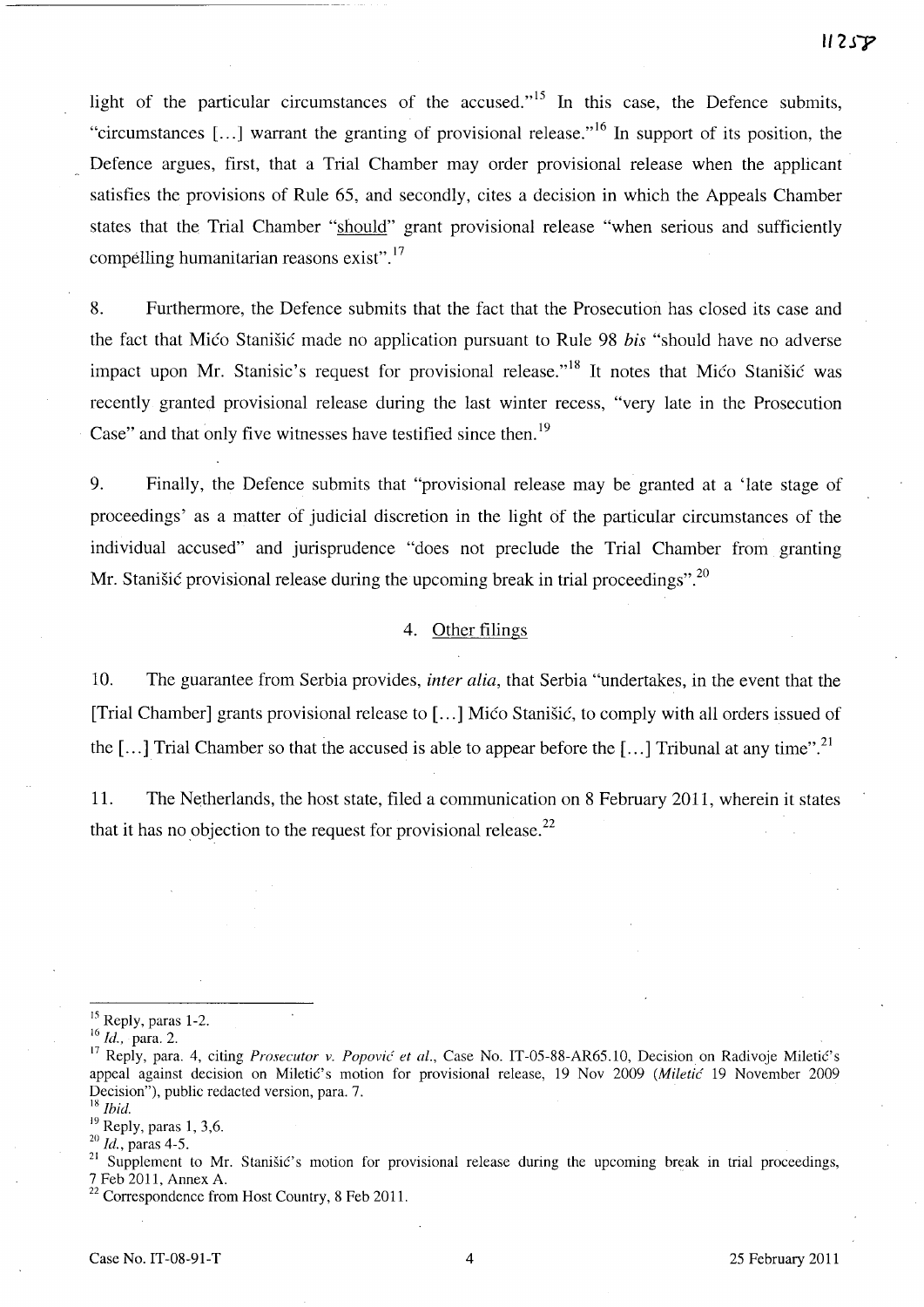light of the particular circumstances of the accused."[15] In this case, the Defence submits, "circumstances [...] warrant the granting of provisional release."[16] In support of its position, the Defence argues, first, that a Trial Chamber may order provisional release when the applicant satisfies the provisions of Rule 65, and secondly, cites a decision in which the Appeals Chamber states that the Trial Chamber "should" grant provisional release "when serious and sufficiently compelling humanitarian reasons exist".[17]

8. Furthermore, the Defence submits that the fact that the Prosecution has closed its case and the fact that Mićo Stanišić made no application pursuant to Rule 98 *bis* "should have no adverse impact upon Mr. Stanisic's request for provisional release."[18] It notes that Mićo Stanišić was recently granted provisional release during the last winter recess, "very late in the Prosecution Case" and that only five witnesses have testified since then.[19]

9. Finally, the Defence submits that "provisional release may be granted at a 'late stage of proceedings' as a matter of judicial discretion in the light of the particular circumstances of the individual accused" and jurisprudence "does not preclude the Trial Chamber from granting Mr. Stanišić provisional release during the upcoming break in trial proceedings".[20]

## 4. Other filings

10. The guarantee from Serbia provides, *inter alia*, that Serbia "undertakes, in the event that the [Trial Chamber] grants provisional release to [...] Mićo Stanišić, to comply with all orders issued of the [...] Trial Chamber so that the accused is able to appear before the [...] Tribunal at any time".[21]

11. The Netherlands, the host state, filed a communication on 8 February 2011, wherein it states that it has no objection to the request for provisional release.[22]

---

[15] Reply, paras 1-2.

[16] *Id.*, para. 2.

[17] Reply, para. 4, citing *Prosecutor v. Popović et al.*, Case No. IT-05-88-AR65.10, Decision on Radivoje Miletić's appeal against decision on Miletić's motion for provisional release, 19 Nov 2009 (*Miletić* 19 November 2009 Decision"), public redacted version, para. 7.

[18] *Ibid.*

[19] Reply, paras 1, 3,6.

[20] *Id.*, paras 4-5.

[21] Supplement to Mr. Stanišić's motion for provisional release during the upcoming break in trial proceedings, 7 Feb 2011, Annex A.

[22] Correspondence from Host Country, 8 Feb 2011.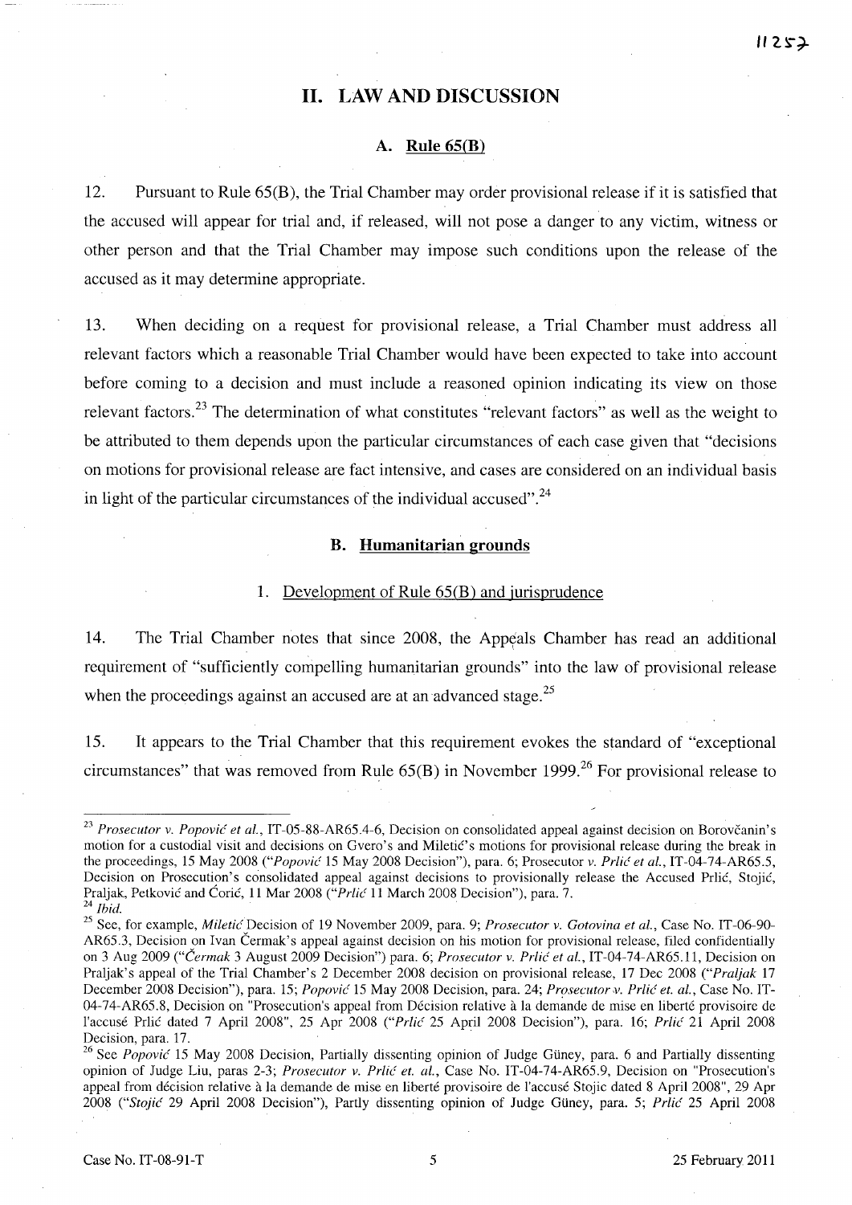## II. LAW AND DISCUSSION

### A. Rule 65(B)

12. Pursuant to Rule 65(B), the Trial Chamber may order provisional release if it is satisfied that the accused will appear for trial and, if released, will not pose a danger to any victim, witness or other person and that the Trial Chamber may impose such conditions upon the release of the accused as it may determine appropriate.

13. When deciding on a request for provisional release, a Trial Chamber must address all relevant factors which a reasonable Trial Chamber would have been expected to take into account before coming to a decision and must include a reasoned opinion indicating its view on those relevant factors.[23] The determination of what constitutes "relevant factors" as well as the weight to be attributed to them depends upon the particular circumstances of each case given that "decisions on motions for provisional release are fact intensive, and cases are considered on an individual basis in light of the particular circumstances of the individual accused".[24]

### B. Humanitarian grounds

#### 1. Development of Rule 65(B) and jurisprudence

14. The Trial Chamber notes that since 2008, the Appeals Chamber has read an additional requirement of "sufficiently compelling humanitarian grounds" into the law of provisional release when the proceedings against an accused are at an advanced stage.[25]

15. It appears to the Trial Chamber that this requirement evokes the standard of "exceptional circumstances" that was removed from Rule 65(B) in November 1999.[26] For provisional release to

---

[23] *Prosecutor v. Popović et al.*, IT-05-88-AR65.4-6, Decision on consolidated appeal against decision on Borovčanin's motion for a custodial visit and decisions on Gvero's and Miletić's motions for provisional release during the break in the proceedings, 15 May 2008 ("*Popović* 15 May 2008 Decision"), para. 6; Prosecutor *v. Prlić et al.*, IT-04-74-AR65.5, Decision on Prosecution's consolidated appeal against decisions to provisionally release the Accused Prlić, Stojić, Praljak, Petković and Ćorić, 11 Mar 2008 ("*Prlić* 11 March 2008 Decision"), para. 7.

[24] *Ibid.*

[25] See, for example, *Miletić* Decision of 19 November 2009, para. 9; *Prosecutor v. Gotovina et al.*, Case No. IT-06-90-AR65.3, Decision on Ivan Čermak's appeal against decision on his motion for provisional release, filed confidentially on 3 Aug 2009 ("*Čermak* 3 August 2009 Decision") para. 6; *Prosecutor v. Prlić et al.*, IT-04-74-AR65.11, Decision on Praljak's appeal of the Trial Chamber's 2 December 2008 decision on provisional release, 17 Dec 2008 ("*Praljak* 17 December 2008 Decision"), para. 15; *Popović* 15 May 2008 Decision, para. 24; *Prosecutor v. Prlić et. al.*, Case No. IT-04-74-AR65.8, Decision on "Prosecution's appeal from Décision relative à la demande de mise en liberté provisoire de l'accusé Prlić dated 7 April 2008", 25 Apr 2008 ("*Prlić* 25 April 2008 Decision"), para. 16; *Prlić* 21 April 2008 Decision, para. 17.

[26] See *Popović* 15 May 2008 Decision, Partially dissenting opinion of Judge Güney, para. 6 and Partially dissenting opinion of Judge Liu, paras 2-3; *Prosecutor v. Prlić et. al.*, Case No. IT-04-74-AR65.9, Decision on "Prosecution's appeal from décision relative à la demande de mise en liberté provisoire de l'accusé Stojic dated 8 April 2008", 29 Apr 2008 ("*Stojić* 29 April 2008 Decision"), Partly dissenting opinion of Judge Güney, para. 5; *Prlić* 25 April 2008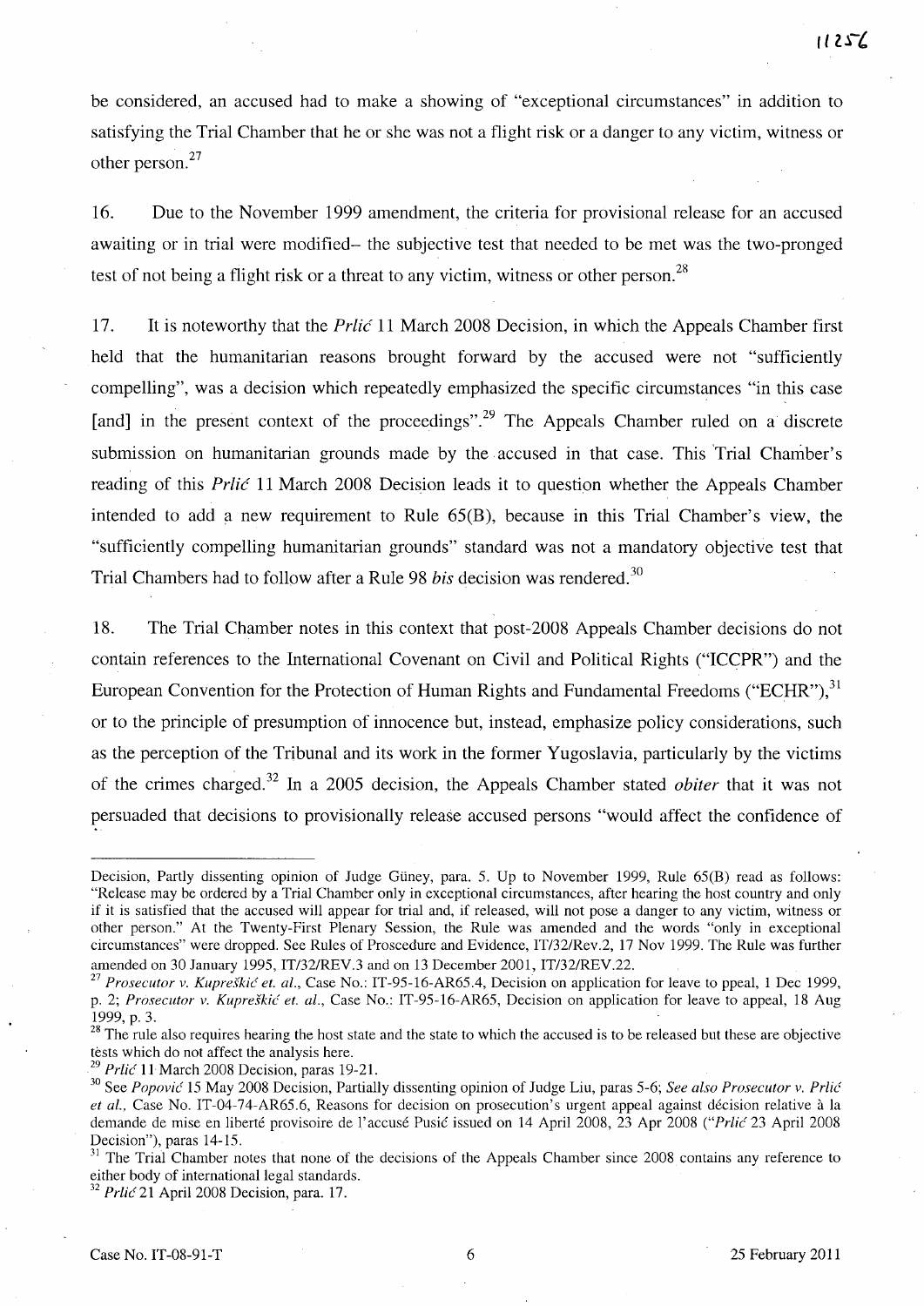be considered, an accused had to make a showing of "exceptional circumstances" in addition to satisfying the Trial Chamber that he or she was not a flight risk or a danger to any victim, witness or other person.[27]

16. Due to the November 1999 amendment, the criteria for provisional release for an accused awaiting or in trial were modified– the subjective test that needed to be met was the two-pronged test of not being a flight risk or a threat to any victim, witness or other person.[28]

17. It is noteworthy that the *Prlić* 11 March 2008 Decision, in which the Appeals Chamber first held that the humanitarian reasons brought forward by the accused were not "sufficiently compelling", was a decision which repeatedly emphasized the specific circumstances "in this case [and] in the present context of the proceedings".[29] The Appeals Chamber ruled on a discrete submission on humanitarian grounds made by the accused in that case. This Trial Chamber's reading of this *Prlić* 11 March 2008 Decision leads it to question whether the Appeals Chamber intended to add a new requirement to Rule 65(B), because in this Trial Chamber's view, the "sufficiently compelling humanitarian grounds" standard was not a mandatory objective test that Trial Chambers had to follow after a Rule 98 *bis* decision was rendered.[30]

18. The Trial Chamber notes in this context that post-2008 Appeals Chamber decisions do not contain references to the International Covenant on Civil and Political Rights ("ICCPR") and the European Convention for the Protection of Human Rights and Fundamental Freedoms ("ECHR"),[31] or to the principle of presumption of innocence but, instead, emphasize policy considerations, such as the perception of the Tribunal and its work in the former Yugoslavia, particularly by the victims of the crimes charged.[32] In a 2005 decision, the Appeals Chamber stated *obiter* that it was not persuaded that decisions to provisionally release accused persons "would affect the confidence of

---

Decision, Partly dissenting opinion of Judge Güney, para. 5. Up to November 1999, Rule 65(B) read as follows: "Release may be ordered by a Trial Chamber only in exceptional circumstances, after hearing the host country and only if it is satisfied that the accused will appear for trial and, if released, will not pose a danger to any victim, witness or other person." At the Twenty-First Plenary Session, the Rule was amended and the words "only in exceptional circumstances" were dropped. See Rules of Proscedure and Evidence, IT/32/Rev.2, 17 Nov 1999. The Rule was further amended on 30 January 1995, IT/32/REV.3 and on 13 December 2001, IT/32/REV.22.

[27] *Prosecutor v. Kupreškić et. al.*, Case No.: IT-95-16-AR65.4, Decision on application for leave to ppeal, 1 Dec 1999, p. 2; *Prosecutor v. Kupreškić et. al.*, Case No.: IT-95-16-AR65, Decision on application for leave to appeal, 18 Aug 1999, p. 3.

[28] The rule also requires hearing the host state and the state to which the accused is to be released but these are objective tests which do not affect the analysis here.

[29] *Prlić* 11 March 2008 Decision, paras 19-21.

[30] See *Popović* 15 May 2008 Decision, Partially dissenting opinion of Judge Liu, paras 5-6; *See also Prosecutor v. Prlić et al.*, Case No. IT-04-74-AR65.6, Reasons for decision on prosecution's urgent appeal against décision relative à la demande de mise en liberté provisoire de l'accusé Pusić issued on 14 April 2008, 23 Apr 2008 ("*Prlić* 23 April 2008 Decision"), paras 14-15.

[31] The Trial Chamber notes that none of the decisions of the Appeals Chamber since 2008 contains any reference to either body of international legal standards.

[32] *Prlić* 21 April 2008 Decision, para. 17.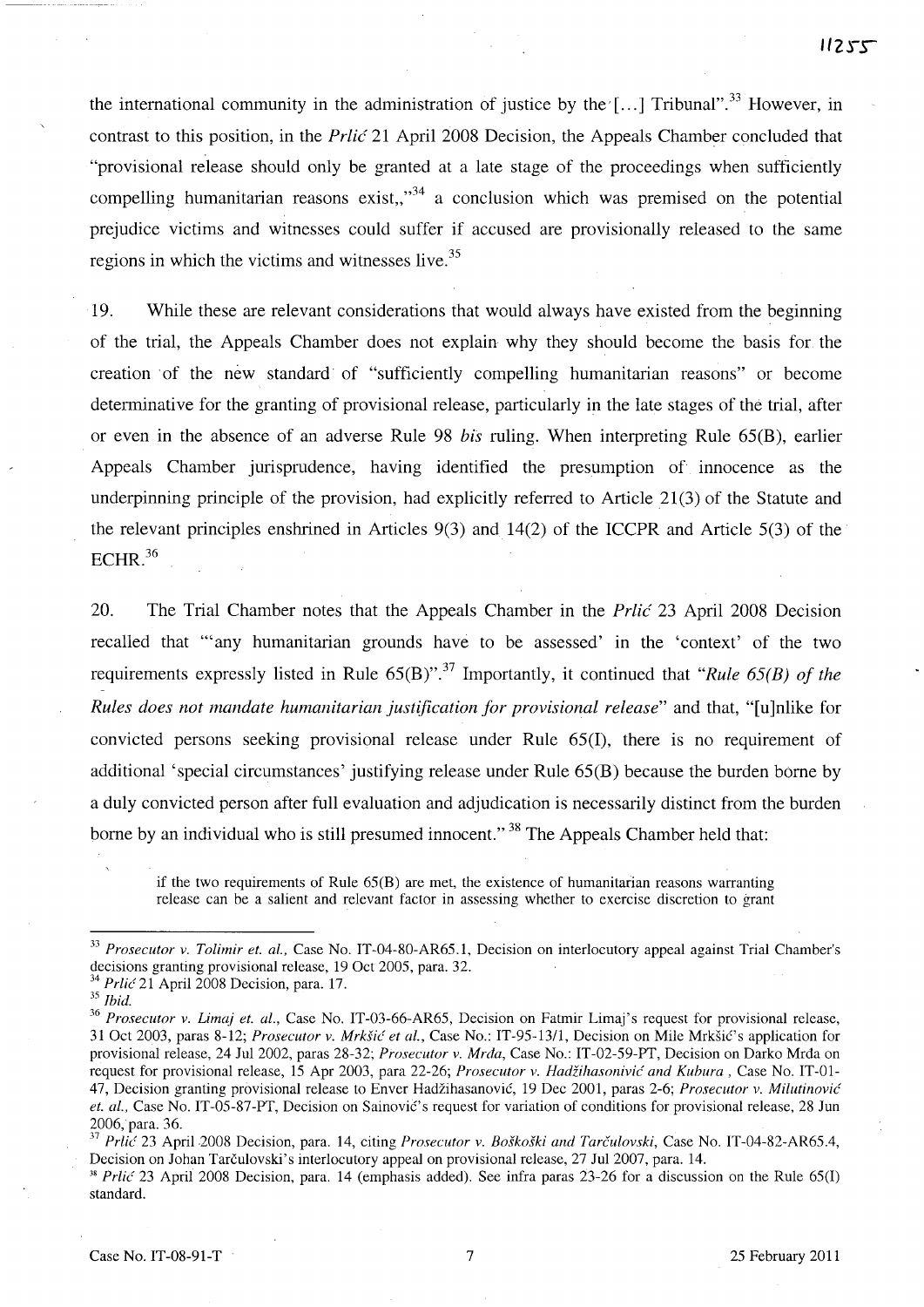the international community in the administration of justice by the [...] Tribunal".[33] However, in contrast to this position, in the *Prlić* 21 April 2008 Decision, the Appeals Chamber concluded that "provisional release should only be granted at a late stage of the proceedings when sufficiently compelling humanitarian reasons exist,,"[34] a conclusion which was premised on the potential prejudice victims and witnesses could suffer if accused are provisionally released to the same regions in which the victims and witnesses live.[35]

19. While these are relevant considerations that would always have existed from the beginning of the trial, the Appeals Chamber does not explain why they should become the basis for the creation of the new standard of "sufficiently compelling humanitarian reasons" or become determinative for the granting of provisional release, particularly in the late stages of the trial, after or even in the absence of an adverse Rule 98 *bis* ruling. When interpreting Rule 65(B), earlier Appeals Chamber jurisprudence, having identified the presumption of innocence as the underpinning principle of the provision, had explicitly referred to Article 21(3) of the Statute and the relevant principles enshrined in Articles 9(3) and 14(2) of the ICCPR and Article 5(3) of the ECHR.[36]

20. The Trial Chamber notes that the Appeals Chamber in the *Prlić* 23 April 2008 Decision recalled that "'any humanitarian grounds have to be assessed' in the 'context' of the two requirements expressly listed in Rule 65(B)".[37] Importantly, it continued that "*Rule 65(B) of the Rules does not mandate humanitarian justification for provisional release*" and that, "[u]nlike for convicted persons seeking provisional release under Rule 65(I), there is no requirement of additional 'special circumstances' justifying release under Rule 65(B) because the burden borne by a duly convicted person after full evaluation and adjudication is necessarily distinct from the burden borne by an individual who is still presumed innocent."[38] The Appeals Chamber held that:

> if the two requirements of Rule 65(B) are met, the existence of humanitarian reasons warranting release can be a salient and relevant factor in assessing whether to exercise discretion to grant

---

[33] *Prosecutor v. Tolimir et. al.*, Case No. IT-04-80-AR65.1, Decision on interlocutory appeal against Trial Chamber's decisions granting provisional release, 19 Oct 2005, para. 32.

[34] *Prlić* 21 April 2008 Decision, para. 17.

[35] *Ibid.*

[36] *Prosecutor v. Limaj et. al.*, Case No. IT-03-66-AR65, Decision on Fatmir Limaj's request for provisional release, 31 Oct 2003, paras 8-12; *Prosecutor v. Mrkšić et al.*, Case No.: IT-95-13/1, Decision on Mile Mrkšić's application for provisional release, 24 Jul 2002, paras 28-32; *Prosecutor v. Mrđa*, Case No.: IT-02-59-PT, Decision on Darko Mrđa on request for provisional release, 15 Apr 2003, para 22-26; *Prosecutor v. Hadžihasonivić and Kubura* , Case No. IT-01-47, Decision granting provisional release to Enver Hadžihasanović, 19 Dec 2001, paras 2-6; *Prosecutor v. Milutinović et. al.*, Case No. IT-05-87-PT, Decision on Sainović's request for variation of conditions for provisional release, 28 Jun 2006, para. 36.

[37] *Prlić* 23 April 2008 Decision, para. 14, citing *Prosecutor v. Boškoški and Tarčulovski*, Case No. IT-04-82-AR65.4, Decision on Johan Tarčulovski's interlocutory appeal on provisional release, 27 Jul 2007, para. 14.

[38] *Prlić* 23 April 2008 Decision, para. 14 (emphasis added). See infra paras 23-26 for a discussion on the Rule 65(I) standard.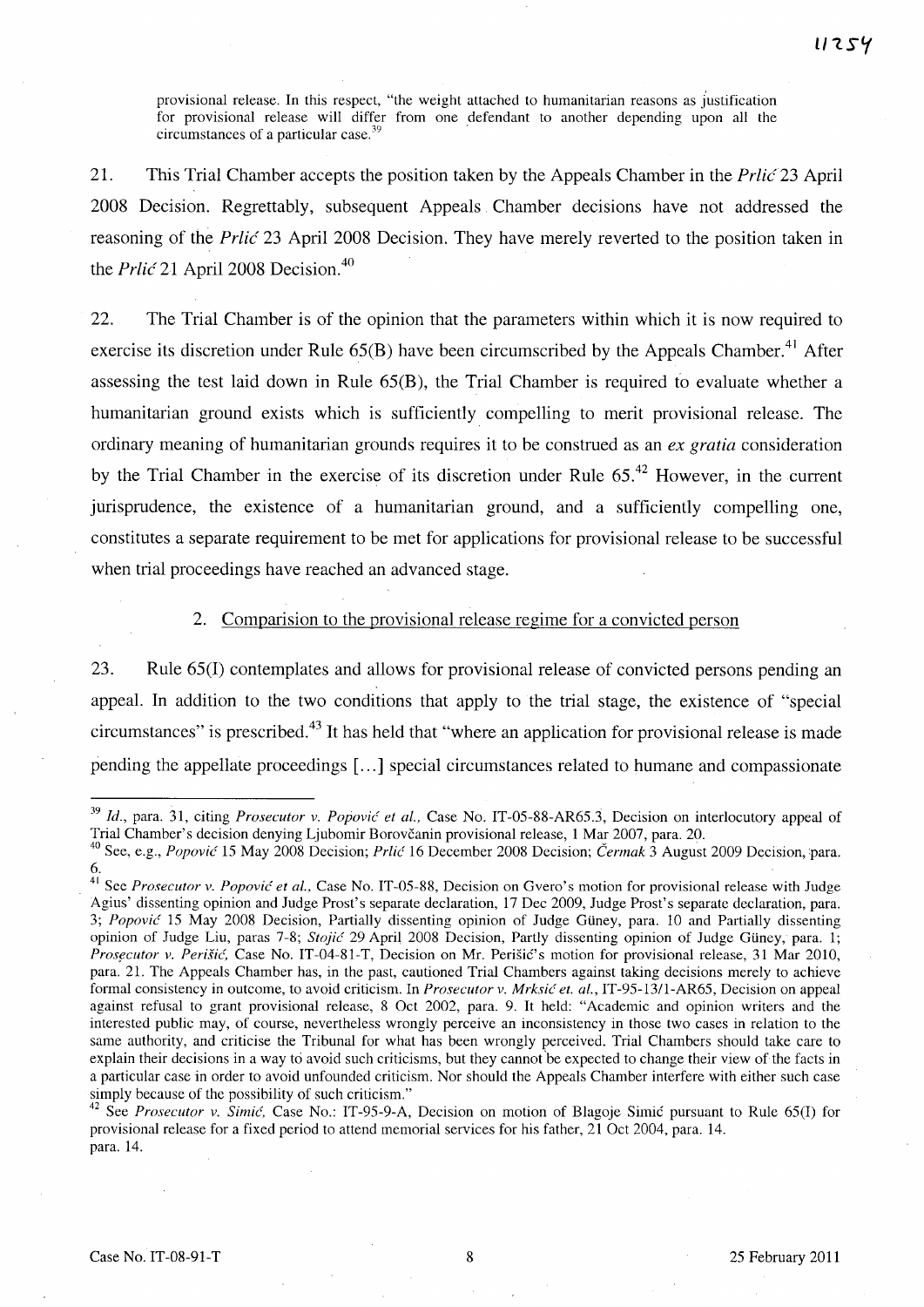provisional release. In this respect, "the weight attached to humanitarian reasons as justification for provisional release will differ from one defendant to another depending upon all the circumstances of a particular case.[39]

21. This Trial Chamber accepts the position taken by the Appeals Chamber in the *Prlić* 23 April 2008 Decision. Regrettably, subsequent Appeals Chamber decisions have not addressed the reasoning of the *Prlić* 23 April 2008 Decision. They have merely reverted to the position taken in the *Prlić* 21 April 2008 Decision.[40]

22. The Trial Chamber is of the opinion that the parameters within which it is now required to exercise its discretion under Rule 65(B) have been circumscribed by the Appeals Chamber.[41] After assessing the test laid down in Rule 65(B), the Trial Chamber is required to evaluate whether a humanitarian ground exists which is sufficiently compelling to merit provisional release. The ordinary meaning of humanitarian grounds requires it to be construed as an *ex gratia* consideration by the Trial Chamber in the exercise of its discretion under Rule 65.[42] However, in the current jurisprudence, the existence of a humanitarian ground, and a sufficiently compelling one, constitutes a separate requirement to be met for applications for provisional release to be successful when trial proceedings have reached an advanced stage.

### 2. Comparision to the provisional release regime for a convicted person

23. Rule 65(I) contemplates and allows for provisional release of convicted persons pending an appeal. In addition to the two conditions that apply to the trial stage, the existence of "special circumstances" is prescribed.[43] It has held that "where an application for provisional release is made pending the appellate proceedings [...] special circumstances related to humane and compassionate

---

[39] *Id.*, para. 31, citing *Prosecutor v. Popović et al.*, Case No. IT-05-88-AR65.3, Decision on interlocutory appeal of Trial Chamber's decision denying Ljubomir Borovčanin provisional release, 1 Mar 2007, para. 20.

[40] See, e.g., *Popović* 15 May 2008 Decision; *Prlić* 16 December 2008 Decision; *Čermak* 3 August 2009 Decision, para. 6.

[41] See *Prosecutor v. Popović et al.*, Case No. IT-05-88, Decision on Gvero's motion for provisional release with Judge Agius' dissenting opinion and Judge Prost's separate declaration, 17 Dec 2009, Judge Prost's separate declaration, para. 3; *Popović* 15 May 2008 Decision, Partially dissenting opinion of Judge Güney, para. 10 and Partially dissenting opinion of Judge Liu, paras 7-8; *Stojić* 29 April 2008 Decision, Partly dissenting opinion of Judge Güney, para. 1; *Prosecutor v. Perišić*, Case No. IT-04-81-T, Decision on Mr. Perišić's motion for provisional release, 31 Mar 2010, para. 21. The Appeals Chamber has, in the past, cautioned Trial Chambers against taking decisions merely to achieve formal consistency in outcome, to avoid criticism. In *Prosecutor v. Mrkšić et. al.*, IT-95-13/1-AR65, Decision on appeal against refusal to grant provisional release, 8 Oct 2002, para. 9. It held: "Academic and opinion writers and the interested public may, of course, nevertheless wrongly perceive an inconsistency in those two cases in relation to the same authority, and criticise the Tribunal for what has been wrongly perceived. Trial Chambers should take care to explain their decisions in a way to avoid such criticisms, but they cannot be expected to change their view of the facts in a particular case in order to avoid unfounded criticism. Nor should the Appeals Chamber interfere with either such case simply because of the possibility of such criticism."

[42] See *Prosecutor v. Simić*, Case No.: IT-95-9-A, Decision on motion of Blagoje Simić pursuant to Rule 65(I) for provisional release for a fixed period to attend memorial services for his father, 21 Oct 2004, para. 14. para. 14.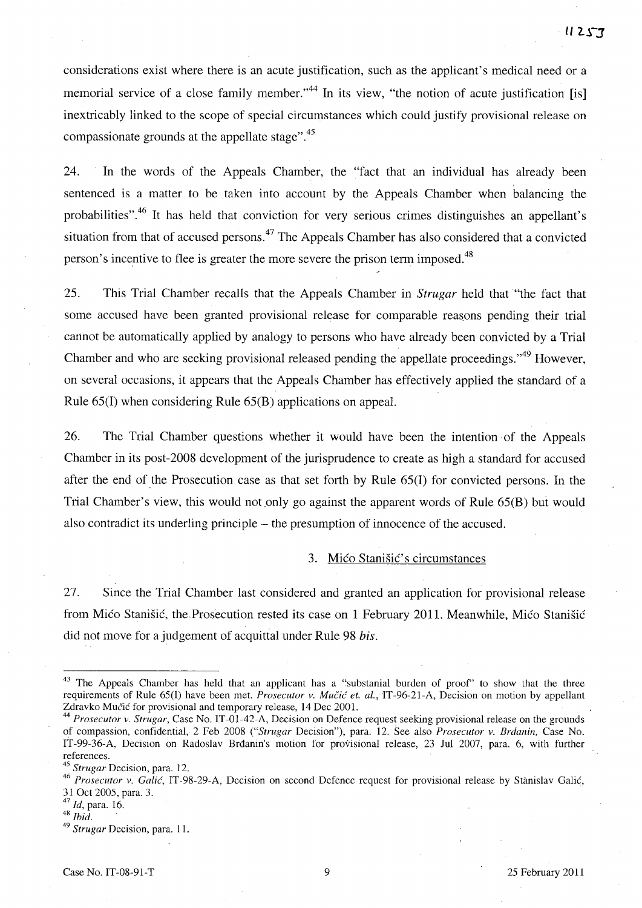considerations exist where there is an acute justification, such as the applicant's medical need or a memorial service of a close family member."[44] In its view, "the notion of acute justification [is] inextricably linked to the scope of special circumstances which could justify provisional release on compassionate grounds at the appellate stage".[45]

24. In the words of the Appeals Chamber, the "fact that an individual has already been sentenced is a matter to be taken into account by the Appeals Chamber when balancing the probabilities".[46] It has held that conviction for very serious crimes distinguishes an appellant's situation from that of accused persons.[47] The Appeals Chamber has also considered that a convicted person's incentive to flee is greater the more severe the prison term imposed.[48]

25. This Trial Chamber recalls that the Appeals Chamber in *Strugar* held that "the fact that some accused have been granted provisional release for comparable reasons pending their trial cannot be automatically applied by analogy to persons who have already been convicted by a Trial Chamber and who are seeking provisional released pending the appellate proceedings."[49] However, on several occasions, it appears that the Appeals Chamber has effectively applied the standard of a Rule 65(I) when considering Rule 65(B) applications on appeal.

26. The Trial Chamber questions whether it would have been the intention of the Appeals Chamber in its post-2008 development of the jurisprudence to create as high a standard for accused after the end of the Prosecution case as that set forth by Rule 65(I) for convicted persons. In the Trial Chamber's view, this would not only go against the apparent words of Rule 65(B) but would also contradict its underling principle – the presumption of innocence of the accused.

### 3. Mićo Stanišić's circumstances

27. Since the Trial Chamber last considered and granted an application for provisional release from Mićo Stanišić, the Prosecution rested its case on 1 February 2011. Meanwhile, Mićo Stanišić did not move for a judgement of acquittal under Rule 98 *bis*.

---

[43] The Appeals Chamber has held that an applicant has a "substanial burden of proof" to show that the three requirements of Rule 65(I) have been met. *Prosecutor v. Mučić et. al.*, IT-96-21-A, Decision on motion by appellant Zdravko Mučić for provisional and temporary release, 14 Dec 2001.

[44] *Prosecutor v. Strugar*, Case No. IT-01-42-A, Decision on Defence request seeking provisional release on the grounds of compassion, confidential, 2 Feb 2008 ("*Strugar* Decision"), para. 12. See also *Prosecutor v. Brđanin*, Case No. IT-99-36-A, Decision on Radoslav Brđanin's motion for provisional release, 23 Jul 2007, para. 6, with further references.

[45] *Strugar* Decision, para. 12.

[46] *Prosecutor v. Galić*, IT-98-29-A, Decision on second Defence request for provisional release by Stanislav Galić, 31 Oct 2005, para. 3.

[47] *Id*, para. 16.

[48] *Ibid*.

[49] *Strugar* Decision, para. 11.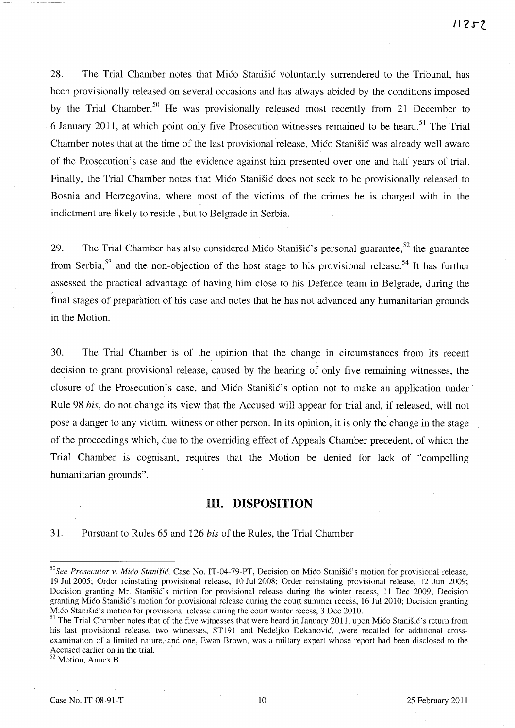28. The Trial Chamber notes that Mićo Stanišić voluntarily surrendered to the Tribunal, has been provisionally released on several occasions and has always abided by the conditions imposed by the Trial Chamber.[50] He was provisionally released most recently from 21 December to 6 January 2011, at which point only five Prosecution witnesses remained to be heard.[51] The Trial Chamber notes that at the time of the last provisional release, Mićo Stanišić was already well aware of the Prosecution's case and the evidence against him presented over one and half years of trial. Finally, the Trial Chamber notes that Mićo Stanišić does not seek to be provisionally released to Bosnia and Herzegovina, where most of the victims of the crimes he is charged with in the indictment are likely to reside , but to Belgrade in Serbia.

29. The Trial Chamber has also considered Mićo Stanišić's personal guarantee,[52] the guarantee from Serbia,[53] and the non-objection of the host stage to his provisional release.[54] It has further assessed the practical advantage of having him close to his Defence team in Belgrade, during the final stages of preparation of his case and notes that he has not advanced any humanitarian grounds in the Motion.

30. The Trial Chamber is of the opinion that the change in circumstances from its recent decision to grant provisional release, caused by the hearing of only five remaining witnesses, the closure of the Prosecution's case, and Mićo Stanišić's option not to make an application under Rule 98 *bis*, do not change its view that the Accused will appear for trial and, if released, will not pose a danger to any victim, witness or other person. In its opinion, it is only the change in the stage of the proceedings which, due to the overriding effect of Appeals Chamber precedent, of which the Trial Chamber is cognisant, requires that the Motion be denied for lack of "compelling humanitarian grounds".

## III. DISPOSITION

31. Pursuant to Rules 65 and 126 *bis* of the Rules, the Trial Chamber

---

[50] *See Prosecutor v. Mićo Stanišić*, Case No. IT-04-79-PT, Decision on Mićo Stanišić's motion for provisional release, 19 Jul 2005; Order reinstating provisional release, 10 Jul 2008; Order reinstating provisional release, 12 Jun 2009; Decision granting Mr. Stanišić's motion for provisional release during the winter recess, 11 Dec 2009; Decision granting Mićo Stanišić's motion for provisional release during the court summer recess, 16 Jul 2010; Decision granting Mićo Stanišić's motion for provisional release during the court winter recess, 3 Dec 2010.

[51] The Trial Chamber notes that of the five witnesses that were heard in January 2011, upon Mićo Stanišić's return from his last provisional release, two witnesses, ST191 and Nedeljko Đekanović, ,were recalled for additional cross-examination of a limited nature, and one, Ewan Brown, was a miltary expert whose report had been disclosed to the Accused earlier on in the trial.

[52] Motion, Annex B.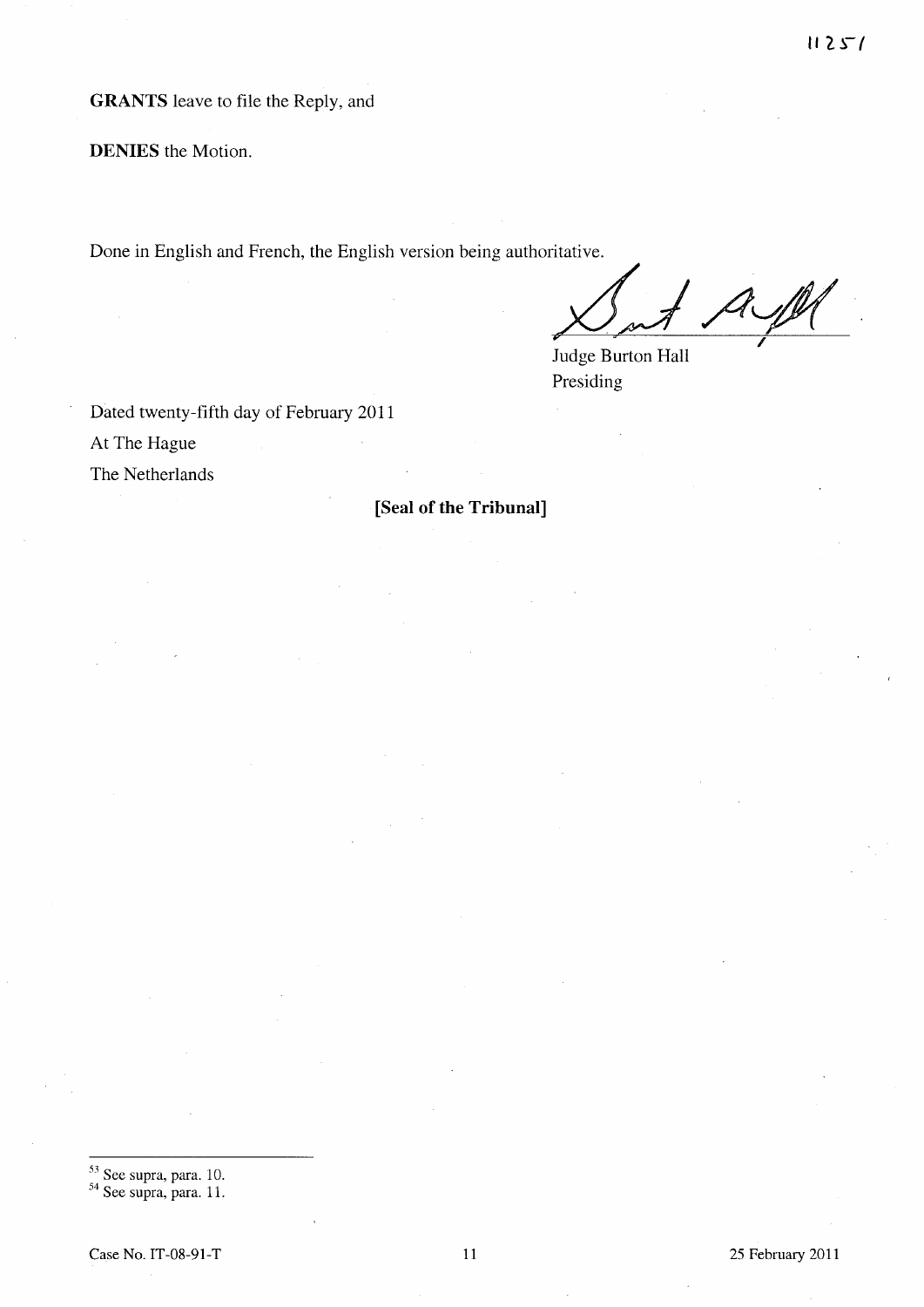**GRANTS** leave to file the Reply, and

**DENIES** the Motion.

Done in English and French, the English version being authoritative.

Judge Burton Hall
Presiding

Dated twenty-fifth day of February 2011
At The Hague
The Netherlands

**[Seal of the Tribunal]**

---

[53] See supra, para. 10.
[54] See supra, para. 11.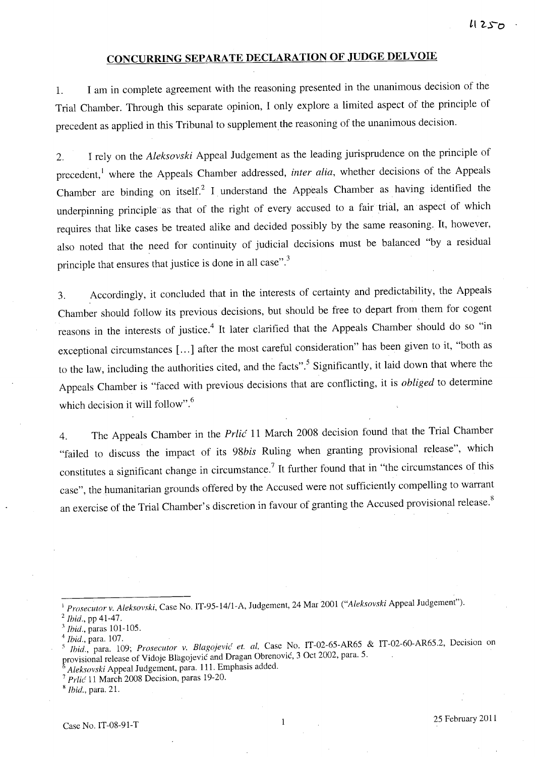## CONCURRING SEPARATE DECLARATION OF JUDGE DELVOIE

1. I am in complete agreement with the reasoning presented in the unanimous decision of the Trial Chamber. Through this separate opinion, I only explore a limited aspect of the principle of precedent as applied in this Tribunal to supplement the reasoning of the unanimous decision.

2. I rely on the *Aleksovski* Appeal Judgement as the leading jurisprudence on the principle of precedent,[1] where the Appeals Chamber addressed, *inter alia*, whether decisions of the Appeals Chamber are binding on itself.[2] I understand the Appeals Chamber as having identified the underpinning principle as that of the right of every accused to a fair trial, an aspect of which requires that like cases be treated alike and decided possibly by the same reasoning. It, however, also noted that the need for continuity of judicial decisions must be balanced "by a residual principle that ensures that justice is done in all case".[3]

3. Accordingly, it concluded that in the interests of certainty and predictability, the Appeals Chamber should follow its previous decisions, but should be free to depart from them for cogent reasons in the interests of justice.[4] It later clarified that the Appeals Chamber should do so "in exceptional circumstances [...] after the most careful consideration" has been given to it, "both as to the law, including the authorities cited, and the facts".[5] Significantly, it laid down that where the Appeals Chamber is "faced with previous decisions that are conflicting, it is *obliged* to determine which decision it will follow".[6]

4. The Appeals Chamber in the *Prlić* 11 March 2008 decision found that the Trial Chamber "failed to discuss the impact of its *98bis* Ruling when granting provisional release", which constitutes a significant change in circumstance.[7] It further found that in "the circumstances of this case", the humanitarian grounds offered by the Accused were not sufficiently compelling to warrant an exercise of the Trial Chamber's discretion in favour of granting the Accused provisional release.[8]

---

[1] *Prosecutor v. Aleksovski*, Case No. IT-95-14/1-A, Judgement, 24 Mar 2001 ("*Aleksovski* Appeal Judgement").

[2] *Ibid.*, pp 41-47.

[3] *Ibid.*, paras 101-105.

[4] *Ibid.*, para. 107.

[5] *Ibid.*, para. 109; *Prosecutor v. Blagojević et. al*, Case No. IT-02-65-AR65 & IT-02-60-AR65.2, Decision on provisional release of Vidoje Blagojević and Dragan Obrenović, 3 Oct 2002, para. 5.

[6] *Aleksovski* Appeal Judgement, para. 111. Emphasis added.

[7] *Prlić* 11 March 2008 Decision, paras 19-20.

[8] *Ibid.*, para. 21.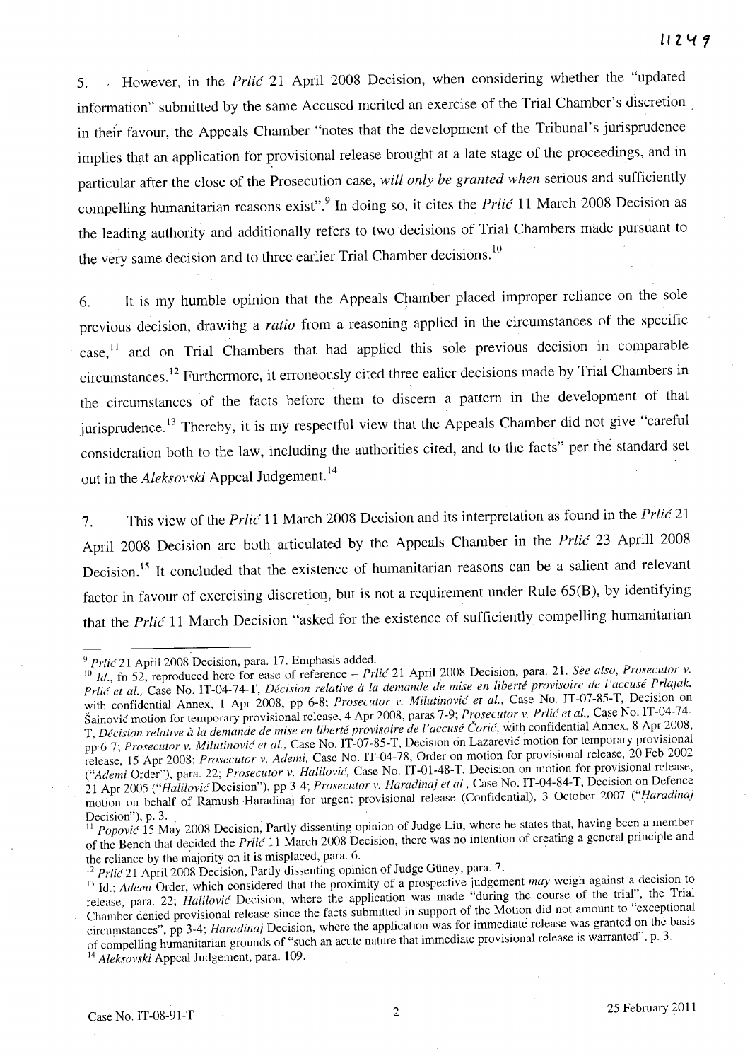5. However, in the *Prlić* 21 April 2008 Decision, when considering whether the "updated information" submitted by the same Accused merited an exercise of the Trial Chamber's discretion in their favour, the Appeals Chamber "notes that the development of the Tribunal's jurisprudence implies that an application for provisional release brought at a late stage of the proceedings, and in particular after the close of the Prosecution case, *will only be granted when* serious and sufficiently compelling humanitarian reasons exist".[9] In doing so, it cites the *Prlić* 11 March 2008 Decision as the leading authority and additionally refers to two decisions of Trial Chambers made pursuant to the very same decision and to three earlier Trial Chamber decisions.[10]

6. It is my humble opinion that the Appeals Chamber placed improper reliance on the sole previous decision, drawing a *ratio* from a reasoning applied in the circumstances of the specific case,[11] and on Trial Chambers that had applied this sole previous decision in comparable circumstances.[12] Furthermore, it erroneously cited three ealier decisions made by Trial Chambers in the circumstances of the facts before them to discern a pattern in the development of that jurisprudence.[13] Thereby, it is my respectful view that the Appeals Chamber did not give "careful consideration both to the law, including the authorities cited, and to the facts" per the standard set out in the *Aleksovski* Appeal Judgement.[14]

7. This view of the *Prlić* 11 March 2008 Decision and its interpretation as found in the *Prlić* 21 April 2008 Decision are both articulated by the Appeals Chamber in the *Prlić* 23 Aprill 2008 Decision.[15] It concluded that the existence of humanitarian reasons can be a salient and relevant factor in favour of exercising discretion, but is not a requirement under Rule 65(B), by identifying that the *Prlić* 11 March Decision "asked for the existence of sufficiently compelling humanitarian

---

[9] *Prlić* 21 April 2008 Decision, para. 17. Emphasis added.

[10] *Id.*, fn 52, reproduced here for ease of reference – *Prlić* 21 April 2008 Decision, para. 21. *See also*, *Prosecutor v. Prlić et al.*, Case No. IT-04-74-T, *Décision relative à la demande de mise en liberté provisoire de l'accusé Prlajak*, with confidential Annex, 1 Apr 2008, pp 6-8; *Prosecutor v. Milutinović et al.*, Case No. IT-07-85-T, Decision on Šainović motion for temporary provisional release, 4 Apr 2008, paras 7-9; *Prosecutor v. Prlić et al.*, Case No. IT-04-74-T, *Décision relative à la demande de mise en liberté provisoire de l'accusé Ćorić*, with confidential Annex, 8 Apr 2008, pp 6-7; *Prosecutor v. Milutinović et al.*, Case No. IT-07-85-T, Decision on Lazarević motion for temporary provisional release, 15 Apr 2008; *Prosecutor v. Ademi*, Case No. IT-04-78, Order on motion for provisional release, 20 Feb 2002 ("*Ademi* Order"), para. 22; *Prosecutor v. Halilović*, Case No. IT-01-48-T, Decision on motion for provisional release, 21 Apr 2005 ("*Halilović* Decision"), pp 3-4; *Prosecutor v. Haradinaj et al.*, Case No. IT-04-84-T, Decision on Defence motion on behalf of Ramush Haradinaj for urgent provisional release (Confidential), 3 October 2007 ("*Haradinaj* Decision"), p. 3.

[11] *Popović* 15 May 2008 Decision, Partly dissenting opinion of Judge Liu, where he states that, having been a member of the Bench that decided the *Prlić* 11 March 2008 Decision, there was no intention of creating a general principle and the reliance by the majority on it is misplaced, para. 6.

[12] *Prlić* 21 April 2008 Decision, Partly dissenting opinion of Judge Güney, para. 7.

[13] Id.; *Ademi* Order, which considered that the proximity of a prospective judgement *may* weigh against a decision to release, para. 22; *Halilović* Decision, where the application was made "during the course of the trial", the Trial Chamber denied provisional release since the facts submitted in support of the Motion did not amount to "exceptional circumstances", pp 3-4; *Haradinaj* Decision, where the application was for immediate release was granted on the basis of compelling humanitarian grounds of "such an acute nature that immediate provisional release is warranted", p. 3.

[14] *Aleksovski* Appeal Judgement, para. 109.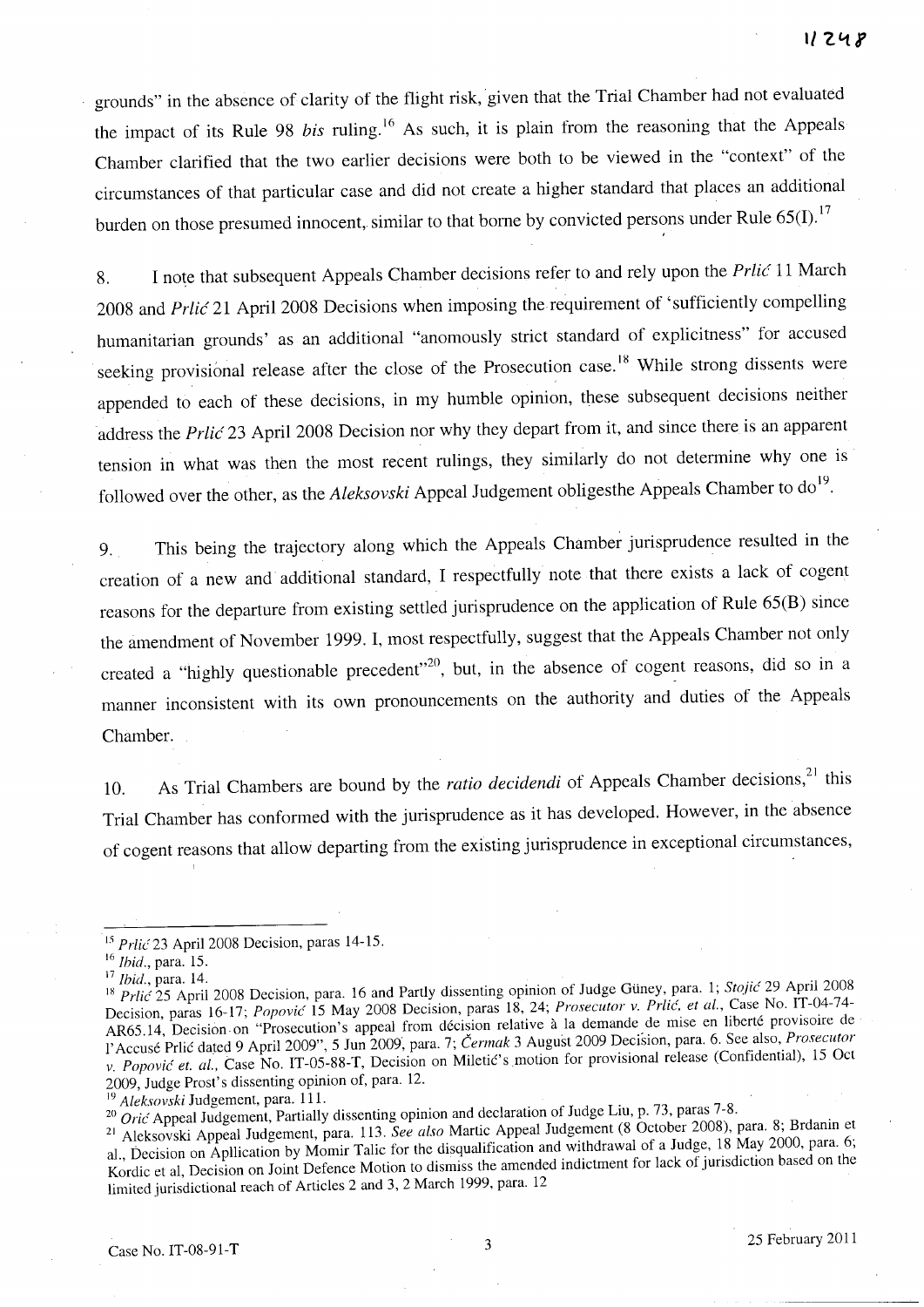grounds" in the absence of clarity of the flight risk, given that the Trial Chamber had not evaluated the impact of its Rule 98 *bis* ruling.[16] As such, it is plain from the reasoning that the Appeals Chamber clarified that the two earlier decisions were both to be viewed in the "context" of the circumstances of that particular case and did not create a higher standard that places an additional burden on those presumed innocent, similar to that borne by convicted persons under Rule 65(I).[17]

8. I note that subsequent Appeals Chamber decisions refer to and rely upon the *Prlić* 11 March 2008 and *Prlić* 21 April 2008 Decisions when imposing the requirement of 'sufficiently compelling humanitarian grounds' as an additional "anomously strict standard of explicitness" for accused seeking provisional release after the close of the Prosecution case.[18] While strong dissents were appended to each of these decisions, in my humble opinion, these subsequent decisions neither address the *Prlić* 23 April 2008 Decision nor why they depart from it, and since there is an apparent tension in what was then the most recent rulings, they similarly do not determine why one is followed over the other, as the *Aleksovski* Appeal Judgement obligesthe Appeals Chamber to do[19].

9. This being the trajectory along which the Appeals Chamber jurisprudence resulted in the creation of a new and additional standard, I respectfully note that there exists a lack of cogent reasons for the departure from existing settled jurisprudence on the application of Rule 65(B) since the amendment of November 1999. I, most respectfully, suggest that the Appeals Chamber not only created a "highly questionable precedent"[20], but, in the absence of cogent reasons, did so in a manner inconsistent with its own pronouncements on the authority and duties of the Appeals Chamber.

10. As Trial Chambers are bound by the *ratio decidendi* of Appeals Chamber decisions,[21] this Trial Chamber has conformed with the jurisprudence as it has developed. However, in the absence of cogent reasons that allow departing from the existing jurisprudence in exceptional circumstances,

---

[15] *Prlić* 23 April 2008 Decision, paras 14-15.

[16] *Ibid.*, para. 15.

[17] *Ibid.*, para. 14.

[18] *Prlić* 25 April 2008 Decision, para. 16 and Partly dissenting opinion of Judge Güney, para. 1; *Stojić* 29 April 2008 Decision, paras 16-17; *Popović* 15 May 2008 Decision, paras 18, 24; *Prosecutor v. Prlić, et al.*, Case No. IT-04-74-AR65.14, Decision on "Prosecution's appeal from décision relative à la demande de mise en liberté provisoire de l'Accusé Prlić dated 9 April 2009", 5 Jun 2009, para. 7; *Čermak* 3 August 2009 Decision, para. 6. See also, *Prosecutor v. Popović et. al.*, Case No. IT-05-88-T, Decision on Miletić's motion for provisional release (Confidential), 15 Oct 2009, Judge Prost's dissenting opinion of, para. 12.

[19] *Aleksovski* Judgement, para. 111.

[20] *Orić* Appeal Judgement, Partially dissenting opinion and declaration of Judge Liu, p. 73, paras 7-8.

[21] Aleksovski Appeal Judgement, para. 113. *See also* Martic Appeal Judgement (8 October 2008), para. 8; Brdanin et al., Decision on Apllication by Momir Talic for the disqualification and withdrawal of a Judge, 18 May 2000, para. 6; Kordic et al, Decision on Joint Defence Motion to dismiss the amended indictment for lack of jurisdiction based on the limited jurisdictional reach of Articles 2 and 3, 2 March 1999, para. 12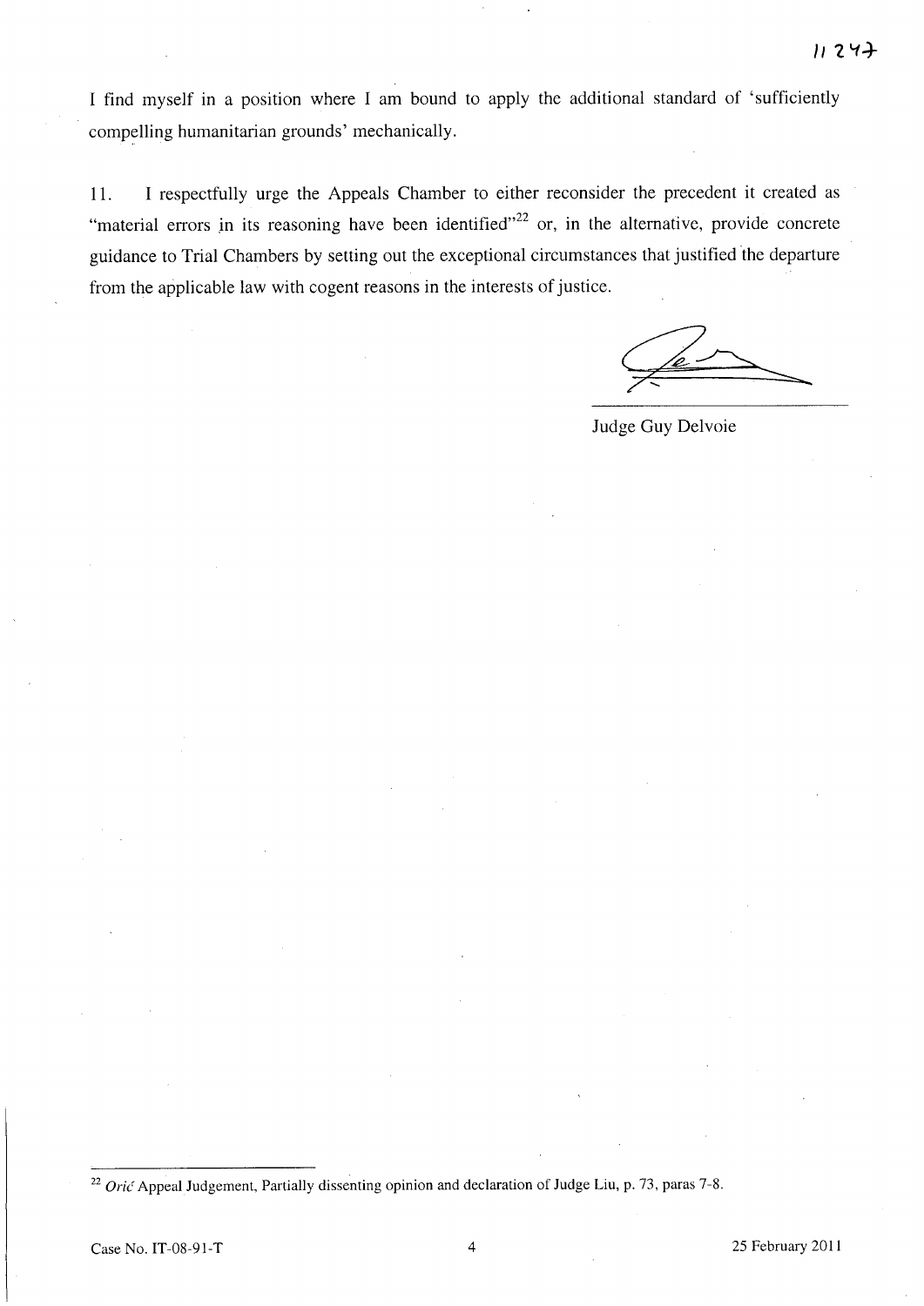I find myself in a position where I am bound to apply the additional standard of 'sufficiently compelling humanitarian grounds' mechanically.

11. I respectfully urge the Appeals Chamber to either reconsider the precedent it created as "material errors in its reasoning have been identified"[22] or, in the alternative, provide concrete guidance to Trial Chambers by setting out the exceptional circumstances that justified the departure from the applicable law with cogent reasons in the interests of justice.

Judge Guy Delvoie

---

[22] *Orić* Appeal Judgement, Partially dissenting opinion and declaration of Judge Liu, p. 73, paras 7-8.